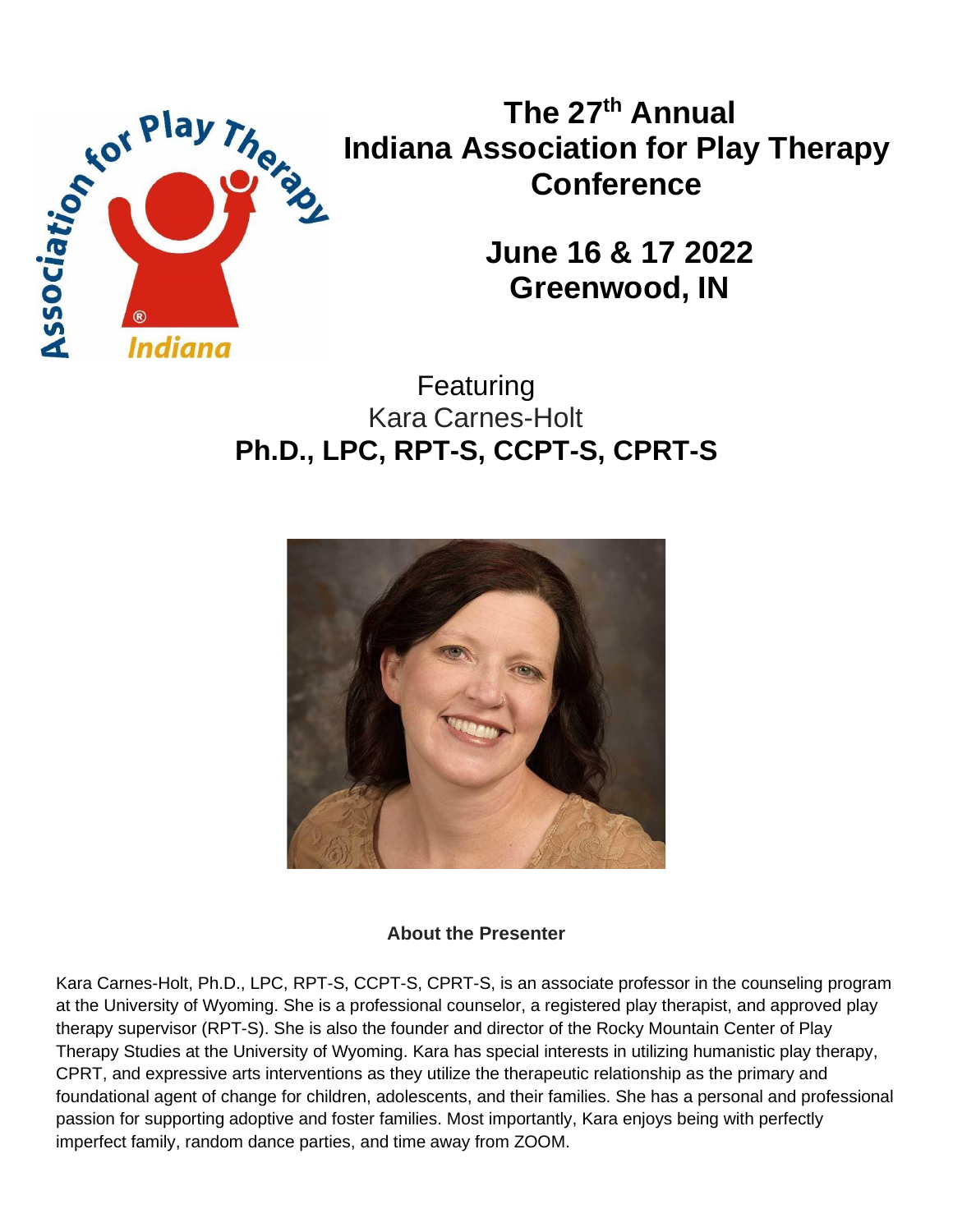# The 27th Annual Indiana Association for Play Therapy Conference

## June 16 & 17 2022
## Greenwood, IN

Featuring
Kara Carnes-Holt
**Ph.D., LPC, RPT-S, CCPT-S, CPRT-S**

**About the Presenter**

Kara Carnes-Holt, Ph.D., LPC, RPT-S, CCPT-S, CPRT-S, is an associate professor in the counseling program at the University of Wyoming. She is a professional counselor, a registered play therapist, and approved play therapy supervisor (RPT-S). She is also the founder and director of the Rocky Mountain Center of Play Therapy Studies at the University of Wyoming. Kara has special interests in utilizing humanistic play therapy, CPRT, and expressive arts interventions as they utilize the therapeutic relationship as the primary and foundational agent of change for children, adolescents, and their families. She has a personal and professional passion for supporting adoptive and foster families. Most importantly, Kara enjoys being with perfectly imperfect family, random dance parties, and time away from ZOOM.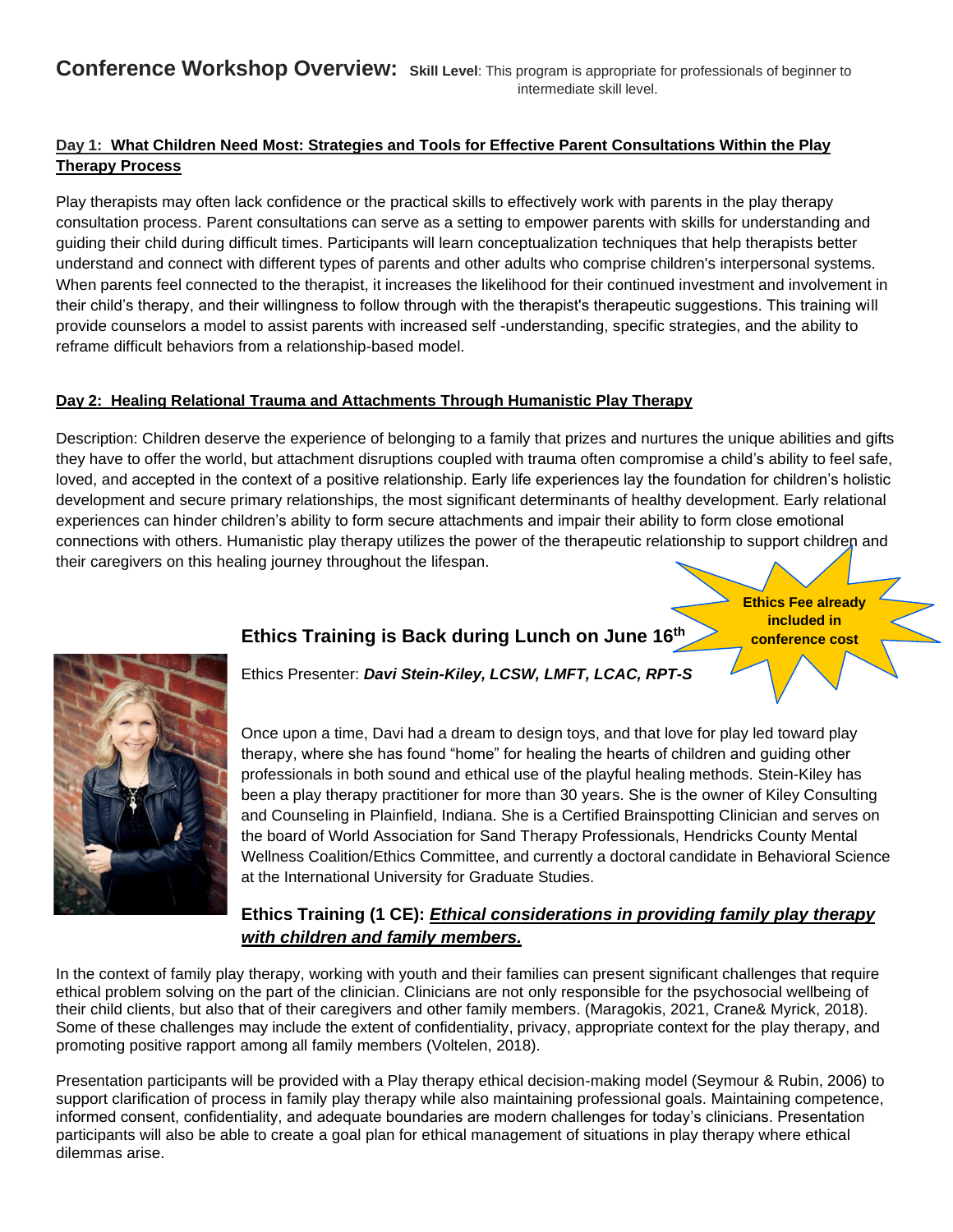# Conference Workshop Overview:

**Skill Level**: This program is appropriate for professionals of beginner to intermediate skill level.

**Day 1: What Children Need Most: Strategies and Tools for Effective Parent Consultations Within the Play Therapy Process**

Play therapists may often lack confidence or the practical skills to effectively work with parents in the play therapy consultation process. Parent consultations can serve as a setting to empower parents with skills for understanding and guiding their child during difficult times. Participants will learn conceptualization techniques that help therapists better understand and connect with different types of parents and other adults who comprise children's interpersonal systems. When parents feel connected to the therapist, it increases the likelihood for their continued investment and involvement in their child's therapy, and their willingness to follow through with the therapist's therapeutic suggestions. This training will provide counselors a model to assist parents with increased self -understanding, specific strategies, and the ability to reframe difficult behaviors from a relationship-based model.

**Day 2: Healing Relational Trauma and Attachments Through Humanistic Play Therapy**

Description: Children deserve the experience of belonging to a family that prizes and nurtures the unique abilities and gifts they have to offer the world, but attachment disruptions coupled with trauma often compromise a child's ability to feel safe, loved, and accepted in the context of a positive relationship. Early life experiences lay the foundation for children's holistic development and secure primary relationships, the most significant determinants of healthy development. Early relational experiences can hinder children's ability to form secure attachments and impair their ability to form close emotional connections with others. Humanistic play therapy utilizes the power of the therapeutic relationship to support children and their caregivers on this healing journey throughout the lifespan.

**Ethics Fee already included in conference cost**

## Ethics Training is Back during Lunch on June 16th

Ethics Presenter: ***Davi Stein-Kiley, LCSW, LMFT, LCAC, RPT-S***

Once upon a time, Davi had a dream to design toys, and that love for play led toward play therapy, where she has found "home" for healing the hearts of children and guiding other professionals in both sound and ethical use of the playful healing methods. Stein-Kiley has been a play therapy practitioner for more than 30 years. She is the owner of Kiley Consulting and Counseling in Plainfield, Indiana. She is a Certified Brainspotting Clinician and serves on the board of World Association for Sand Therapy Professionals, Hendricks County Mental Wellness Coalition/Ethics Committee, and currently a doctoral candidate in Behavioral Science at the International University for Graduate Studies.

### Ethics Training (1 CE): ***Ethical considerations in providing family play therapy with children and family members.***

In the context of family play therapy, working with youth and their families can present significant challenges that require ethical problem solving on the part of the clinician. Clinicians are not only responsible for the psychosocial wellbeing of their child clients, but also that of their caregivers and other family members. (Maragokis, 2021, Crane& Myrick, 2018). Some of these challenges may include the extent of confidentiality, privacy, appropriate context for the play therapy, and promoting positive rapport among all family members (Voltelen, 2018).

Presentation participants will be provided with a Play therapy ethical decision-making model (Seymour & Rubin, 2006) to support clarification of process in family play therapy while also maintaining professional goals. Maintaining competence, informed consent, confidentiality, and adequate boundaries are modern challenges for today's clinicians. Presentation participants will also be able to create a goal plan for ethical management of situations in play therapy where ethical dilemmas arise.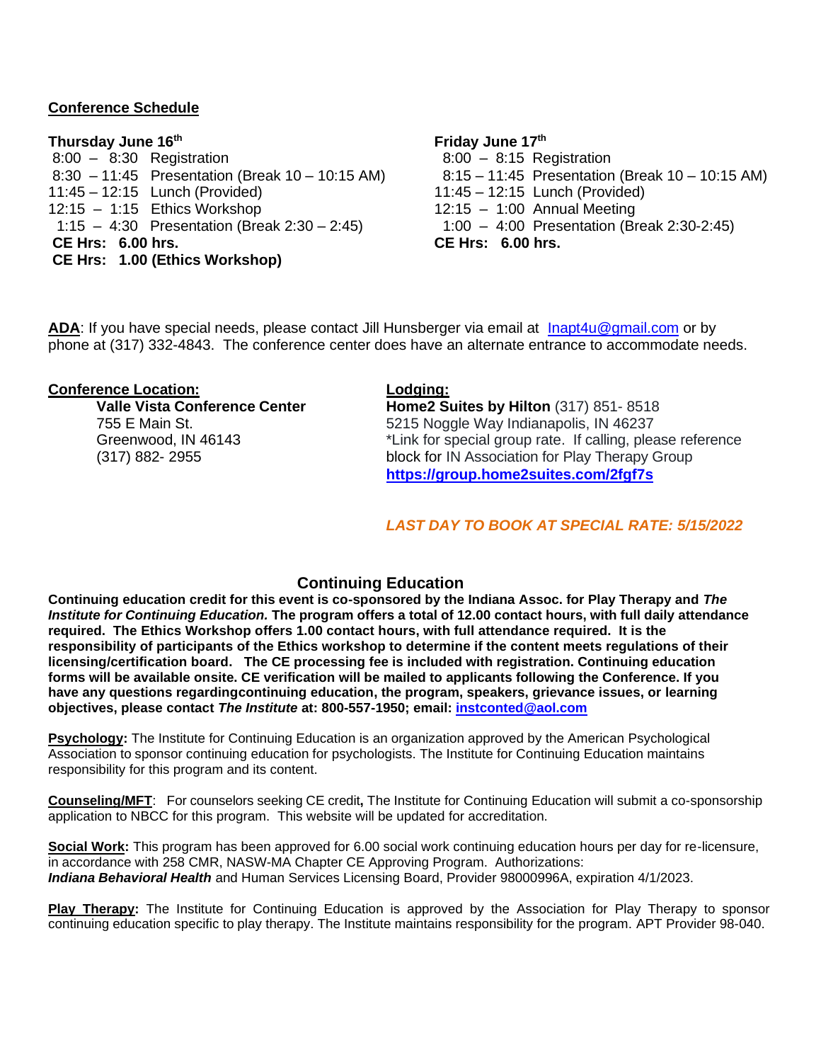## Conference Schedule

**Thursday June 16th**

8:00 – 8:30 Registration
8:30 – 11:45 Presentation (Break 10 – 10:15 AM)
11:45 – 12:15 Lunch (Provided)
12:15 – 1:15 Ethics Workshop
1:15 – 4:30 Presentation (Break 2:30 – 2:45)
**CE Hrs: 6.00 hrs.**
**CE Hrs: 1.00 (Ethics Workshop)**

**Friday June 17th**

8:00 – 8:15 Registration
8:15 – 11:45 Presentation (Break 10 – 10:15 AM)
11:45 – 12:15 Lunch (Provided)
12:15 – 1:00 Annual Meeting
1:00 – 4:00 Presentation (Break 2:30-2:45)
**CE Hrs: 6.00 hrs.**

**ADA**: If you have special needs, please contact Jill Hunsberger via email at Inapt4u@gmail.com or by phone at (317) 332-4843. The conference center does have an alternate entrance to accommodate needs.

**Conference Location:**

**Valle Vista Conference Center**
755 E Main St.
Greenwood, IN 46143
(317) 882- 2955

**Lodging:**

**Home2 Suites by Hilton** (317) 851- 8518
5215 Noggle Way Indianapolis, IN 46237
*Link for special group rate. If calling, please reference block for IN Association for Play Therapy Group
**https://group.home2suites.com/2fgf7s**

***LAST DAY TO BOOK AT SPECIAL RATE: 5/15/2022***

## Continuing Education

**Continuing education credit for this event is co-sponsored by the Indiana Assoc. for Play Therapy and *The Institute for Continuing Education.* The program offers a total of 12.00 contact hours, with full daily attendance required. The Ethics Workshop offers 1.00 contact hours, with full attendance required. It is the responsibility of participants of the Ethics workshop to determine if the content meets regulations of their licensing/certification board. The CE processing fee is included with registration. Continuing education forms will be available onsite. CE verification will be mailed to applicants following the Conference. If you have any questions regardingcontinuing education, the program, speakers, grievance issues, or learning objectives, please contact *The Institute* at: 800-557-1950; email: instconted@aol.com**

**Psychology:** The Institute for Continuing Education is an organization approved by the American Psychological Association to sponsor continuing education for psychologists. The Institute for Continuing Education maintains responsibility for this program and its content.

**Counseling/MFT**: For counselors seeking CE credit**,** The Institute for Continuing Education will submit a co-sponsorship application to NBCC for this program. This website will be updated for accreditation.

**Social Work:** This program has been approved for 6.00 social work continuing education hours per day for re-licensure, in accordance with 258 CMR, NASW-MA Chapter CE Approving Program. Authorizations: ***Indiana Behavioral Health*** and Human Services Licensing Board, Provider 98000996A, expiration 4/1/2023.

**Play Therapy:** The Institute for Continuing Education is approved by the Association for Play Therapy to sponsor continuing education specific to play therapy. The Institute maintains responsibility for the program. APT Provider 98-040.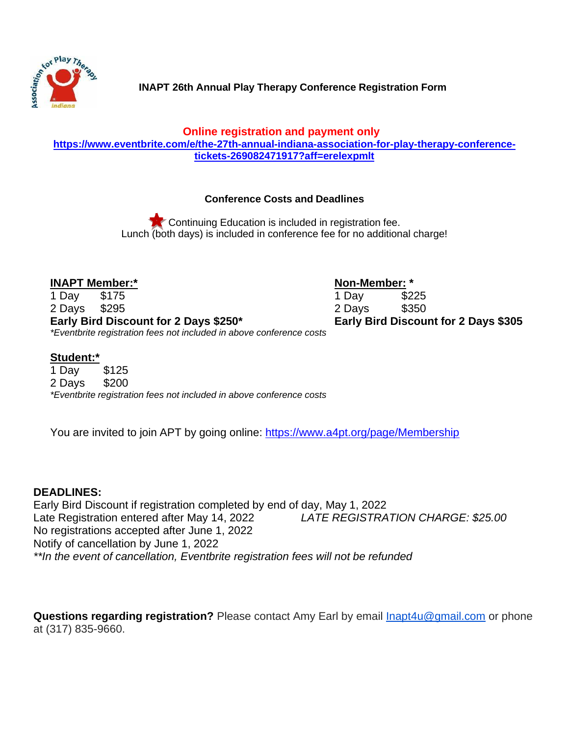# INAPT 26th Annual Play Therapy Conference Registration Form

**Online registration and payment only**

**https://www.eventbrite.com/e/the-27th-annual-indiana-association-for-play-therapy-conference-tickets-269082471917?aff=erelexpmlt**

### Conference Costs and Deadlines

Continuing Education is included in registration fee.
Lunch (both days) is included in conference fee for no additional charge!

**INAPT Member:***
1 Day $175
2 Days $295
**Early Bird Discount for 2 Days $250***
*Eventbrite registration fees not included in above conference costs*

**Non-Member: ***
1 Day $225
2 Days $350
**Early Bird Discount for 2 Days $305**

**Student:***
1 Day $125
2 Days $200
*Eventbrite registration fees not included in above conference costs*

You are invited to join APT by going online: https://www.a4pt.org/page/Membership

**DEADLINES:**
Early Bird Discount if registration completed by end of day, May 1, 2022
Late Registration entered after May 14, 2022 *LATE REGISTRATION CHARGE: $25.00*
No registrations accepted after June 1, 2022
Notify of cancellation by June 1, 2022
*\*\*In the event of cancellation, Eventbrite registration fees will not be refunded*

**Questions regarding registration?** Please contact Amy Earl by email Inapt4u@gmail.com or phone at (317) 835-9660.